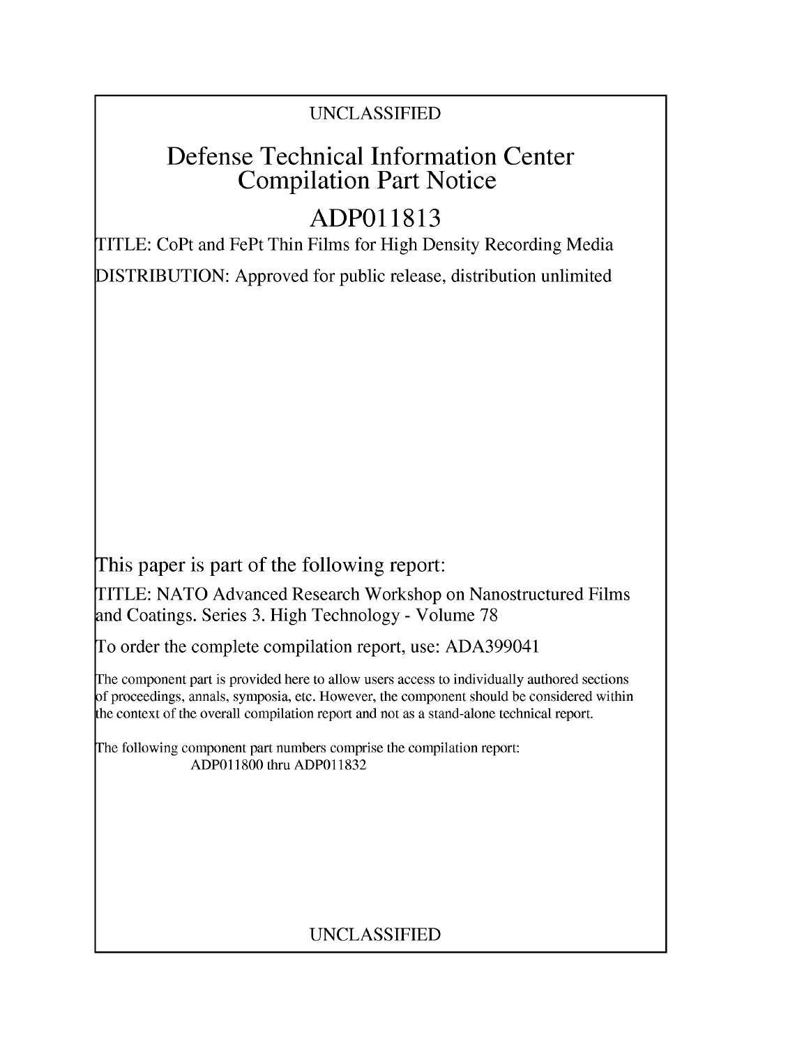UNCLASSIFIED

# Defense Technical Information Center Compilation Part Notice

# ADP011813

TITLE: CoPt and FePt Thin Films for High Density Recording Media

DISTRIBUTION: Approved for public release, distribution unlimited

This paper is part of the following report:

TITLE: NATO Advanced Research Workshop on Nanostructured Films and Coatings. Series 3. High Technology - Volume 78

To order the complete compilation report, use: ADA399041

The component part is provided here to allow users access to individually authored sections of proceedings, annals, symposia, etc. However, the component should be considered within the context of the overall compilation report and not as a stand-alone technical report.

The following component part numbers comprise the compilation report:
ADP011800 thru ADP011832

UNCLASSIFIED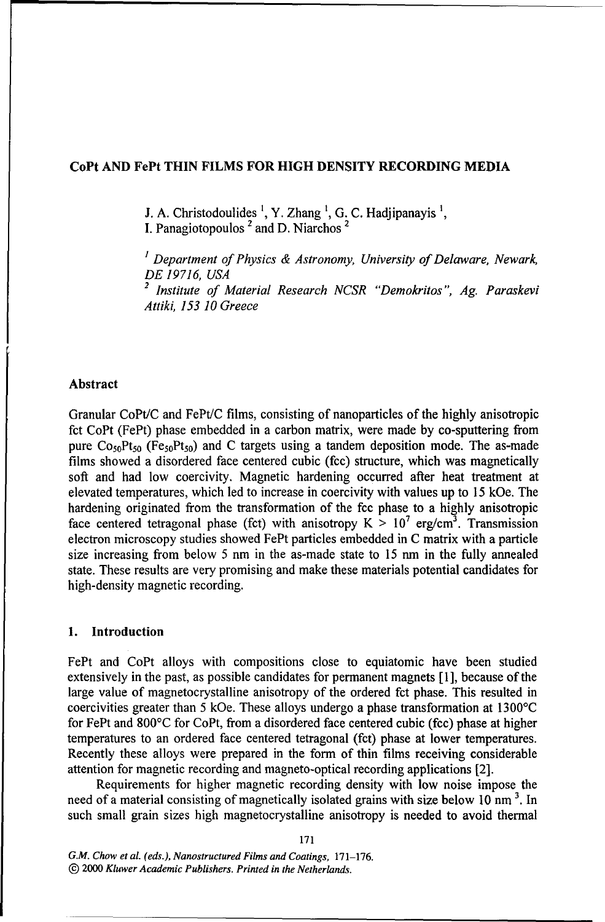**CoPt AND FePt THIN FILMS FOR HIGH DENSITY RECORDING MEDIA**

J. A. Christodoulides [1], Y. Zhang [1], G. C. Hadjipanayis [1],
I. Panagiotopoulos [2] and D. Niarchos [2]

[1] *Department of Physics & Astronomy, University of Delaware, Newark, DE 19716, USA*
[2] *Institute of Material Research NCSR "Demokritos", Ag. Paraskevi Attiki, 153 10 Greece*

## Abstract

Granular CoPt/C and FePt/C films, consisting of nanoparticles of the highly anisotropic fct CoPt (FePt) phase embedded in a carbon matrix, were made by co-sputtering from pure $Co_{50}Pt_{50}$ ($Fe_{50}Pt_{50}$) and C targets using a tandem deposition mode. The as-made films showed a disordered face centered cubic (fcc) structure, which was magnetically soft and had low coercivity. Magnetic hardening occurred after heat treatment at elevated temperatures, which led to increase in coercivity with values up to 15 kOe. The hardening originated from the transformation of the fcc phase to a highly anisotropic face centered tetragonal phase (fct) with anisotropy $K > 10^7$ erg/cm$^3$. Transmission electron microscopy studies showed FePt particles embedded in C matrix with a particle size increasing from below 5 nm in the as-made state to 15 nm in the fully annealed state. These results are very promising and make these materials potential candidates for high-density magnetic recording.

## 1. Introduction

FePt and CoPt alloys with compositions close to equiatomic have been studied extensively in the past, as possible candidates for permanent magnets [1], because of the large value of magnetocrystalline anisotropy of the ordered fct phase. This resulted in coercivities greater than 5 kOe. These alloys undergo a phase transformation at 1300°C for FePt and 800°C for CoPt, from a disordered face centered cubic (fcc) phase at higher temperatures to an ordered face centered tetragonal (fct) phase at lower temperatures. Recently these alloys were prepared in the form of thin films receiving considerable attention for magnetic recording and magneto-optical recording applications [2].

Requirements for higher magnetic recording density with low noise impose the need of a material consisting of magnetically isolated grains with size below 10 nm [3]. In such small grain sizes high magnetocrystalline anisotropy is needed to avoid thermal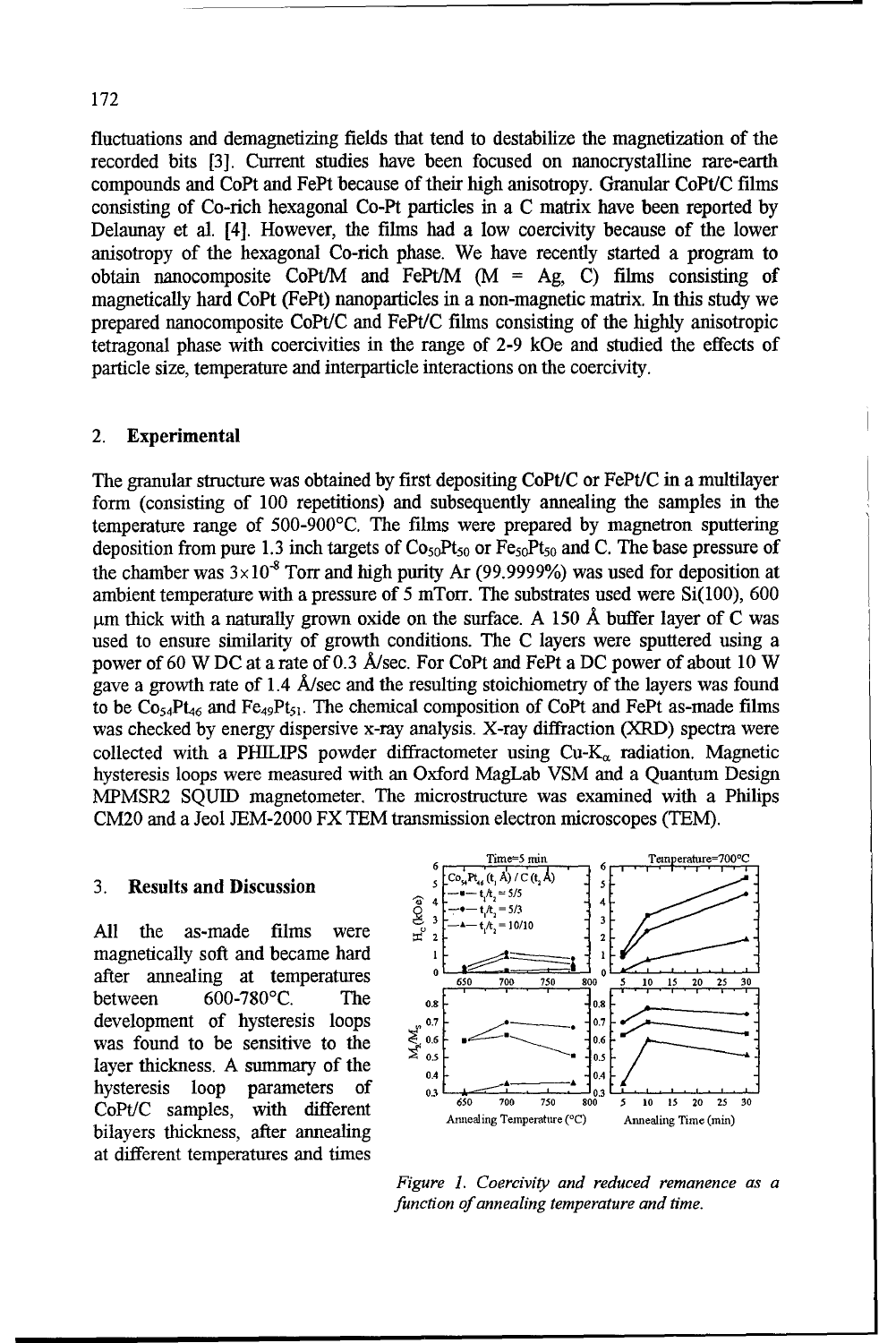fluctuations and demagnetizing fields that tend to destabilize the magnetization of the recorded bits [3]. Current studies have been focused on nanocrystalline rare-earth compounds and CoPt and FePt because of their high anisotropy. Granular CoPt/C films consisting of Co-rich hexagonal Co-Pt particles in a C matrix have been reported by Delaunay et al. [4]. However, the films had a low coercivity because of the lower anisotropy of the hexagonal Co-rich phase. We have recently started a program to obtain nanocomposite CoPt/M and FePt/M (M = Ag, C) films consisting of magnetically hard CoPt (FePt) nanoparticles in a non-magnetic matrix. In this study we prepared nanocomposite CoPt/C and FePt/C films consisting of the highly anisotropic tetragonal phase with coercivities in the range of 2-9 kOe and studied the effects of particle size, temperature and interparticle interactions on the coercivity.

## 2. Experimental

The granular structure was obtained by first depositing CoPt/C or FePt/C in a multilayer form (consisting of 100 repetitions) and subsequently annealing the samples in the temperature range of 500-900°C. The films were prepared by magnetron sputtering deposition from pure 1.3 inch targets of $Co_{50}Pt_{50}$ or $Fe_{50}Pt_{50}$ and C. The base pressure of the chamber was $3\times10^{-8}$ Torr and high purity Ar (99.9999%) was used for deposition at ambient temperature with a pressure of 5 mTorr. The substrates used were Si(100), 600 μm thick with a naturally grown oxide on the surface. A 150 Å buffer layer of C was used to ensure similarity of growth conditions. The C layers were sputtered using a power of 60 W DC at a rate of 0.3 Å/sec. For CoPt and FePt a DC power of about 10 W gave a growth rate of 1.4 Å/sec and the resulting stoichiometry of the layers was found to be $Co_{54}Pt_{46}$ and $Fe_{49}Pt_{51}$. The chemical composition of CoPt and FePt as-made films was checked by energy dispersive x-ray analysis. X-ray diffraction (XRD) spectra were collected with a PHILIPS powder diffractometer using Cu-$K_\alpha$ radiation. Magnetic hysteresis loops were measured with an Oxford MagLab VSM and a Quantum Design MPMSR2 SQUID magnetometer. The microstructure was examined with a Philips CM20 and a Jeol JEM-2000 FX TEM transmission electron microscopes (TEM).

## 3. Results and Discussion

All the as-made films were magnetically soft and became hard after annealing at temperatures between 600-780°C. The development of hysteresis loops was found to be sensitive to the layer thickness. A summary of the hysteresis loop parameters of CoPt/C samples, with different bilayers thickness, after annealing at different temperatures and times

*Figure 1. Coercivity and reduced remanence as a function of annealing temperature and time.*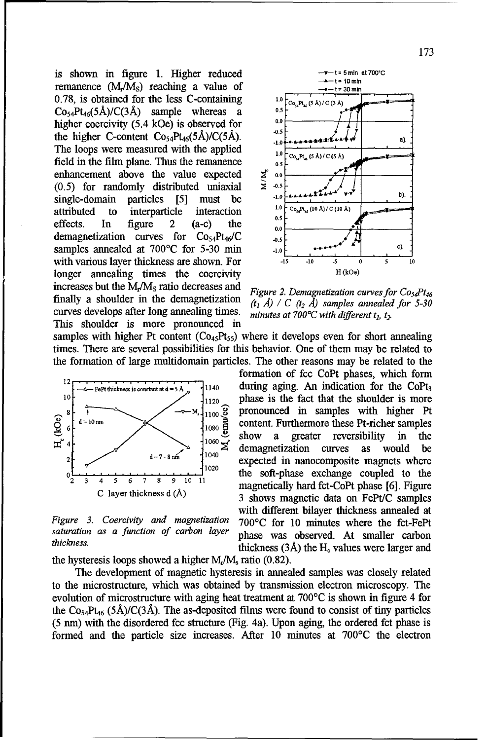is shown in figure 1. Higher reduced remanence ($M_r/M_S$) reaching a value of 0.78, is obtained for the less C-containing $Co_{54}Pt_{46}$(5Å)/C(3Å) sample whereas a higher coercivity (5.4 kOe) is observed for the higher C-content $Co_{54}Pt_{46}$(5Å)/C(5Å). The loops were measured with the applied field in the film plane. Thus the remanence enhancement above the value expected (0.5) for randomly distributed uniaxial single-domain particles [5] must be attributed to interparticle interaction effects. In figure 2 (a-c) the demagnetization curves for $Co_{54}Pt_{46}$/C samples annealed at 700°C for 5-30 min with various layer thickness are shown. For longer annealing times the coercivity increases but the $M_r/M_S$ ratio decreases and finally a shoulder in the demagnetization curves develops after long annealing times. This shoulder is more pronounced in samples with higher Pt content ($Co_{45}Pt_{55}$) where it develops even for short annealing times. There are several possibilities for this behavior. One of them may be related to the formation of large multidomain particles. The other reasons may be related to the formation of fcc CoPt phases, which form during aging. An indication for the $CoPt_3$ phase is the fact that the shoulder is more pronounced in samples with higher Pt content. Furthermore these Pt-richer samples show a greater reversibility in the demagnetization curves as would be expected in nanocomposite magnets where the soft-phase exchange coupled to the magnetically hard fct-CoPt phase [6]. Figure 3 shows magnetic data on FePt/C samples with different bilayer thickness annealed at 700°C for 10 minutes where the fct-FePt phase was observed. At smaller carbon thickness (3Å) the $H_c$ values were larger and the hysteresis loops showed a higher $M_r/M_s$ ratio (0.82).

*Figure 2. Demagnetization curves for $Co_{54}Pt_{46}$ ($t_1$ Å) / C ($t_2$ Å) samples annealed for 5-30 minutes at 700°C with different $t_1$, $t_2$.*

*Figure 3. Coercivity and magnetization saturation as a function of carbon layer thickness.*

The development of magnetic hysteresis in annealed samples was closely related to the microstructure, which was obtained by transmission electron microscopy. The evolution of microstructure with aging heat treatment at 700°C is shown in figure 4 for the $Co_{54}Pt_{46}$ (5Å)/C(3Å). The as-deposited films were found to consist of tiny particles (5 nm) with the disordered fcc structure (Fig. 4a). Upon aging, the ordered fct phase is formed and the particle size increases. After 10 minutes at 700°C the electron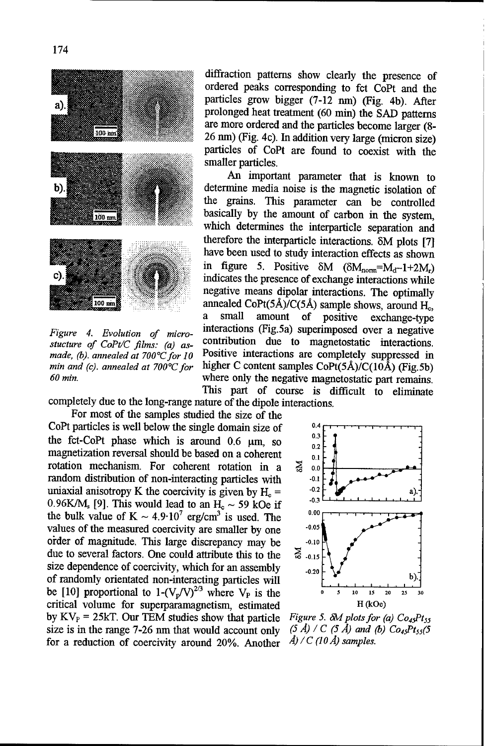diffraction patterns show clearly the presence of ordered peaks corresponding to fct CoPt and the particles grow bigger (7-12 nm) (Fig. 4b). After prolonged heat treatment (60 min) the SAD patterns are more ordered and the particles become larger (8-26 nm) (Fig. 4c). In addition very large (micron size) particles of CoPt are found to coexist with the smaller particles.

*Figure 4. Evolution of microstucture of CoPt/C films: (a) as-made, (b). annealed at 700°C for 10 min and (c). annealed at 700°C for 60 min.*

An important parameter that is known to determine media noise is the magnetic isolation of the grains. This parameter can be controlled basically by the amount of carbon in the system, which determines the interparticle separation and therefore the interparticle interactions. δM plots [7] have been used to study interaction effects as shown in figure 5. Positive δM ($\delta M_{norm} = M_d - 1 + 2M_r$) indicates the presence of exchange interactions while negative means dipolar interactions. The optimally annealed CoPt(5Å)/C(5Å) sample shows, around $H_c$, a small amount of positive exchange-type interactions (Fig.5a) superimposed over a negative contribution due to magnetostatic interactions. Positive interactions are completely suppressed in higher C content samples CoPt(5Å)/C(10Å) (Fig.5b) where only the negative magnetostatic part remains. This part of course is difficult to eliminate completely due to the long-range nature of the dipole interactions.

For most of the samples studied the size of the CoPt particles is well below the single domain size of the fct-CoPt phase which is around 0.6 μm, so magnetization reversal should be based on a coherent rotation mechanism. For coherent rotation in a random distribution of non-interacting particles with uniaxial anisotropy K the coercivity is given by $H_c = 0.96K/M_s$ [9]. This would lead to an $H_c \sim 59$ kOe if the bulk value of $K \sim 4.9 \cdot 10^7$ erg/cm$^3$ is used. The values of the measured coercivity are smaller by one order of magnitude. This large discrepancy may be due to several factors. One could attribute this to the size dependence of coercivity, which for an assembly of randomly orientated non-interacting particles will be [10] proportional to $1-(V_p/V)^{2/3}$ where $V_P$ is the critical volume for superparamagnetism, estimated by $KV_P = 25kT$. Our TEM studies show that particle size is in the range 7-26 nm that would account only for a reduction of coercivity around 20%. Another

*Figure 5. δM plots for (a) $Co_{45}Pt_{55}$ (5 Å) / C (5 Å) and (b) $Co_{45}Pt_{55}$(5 Å) / C (10 Å) samples.*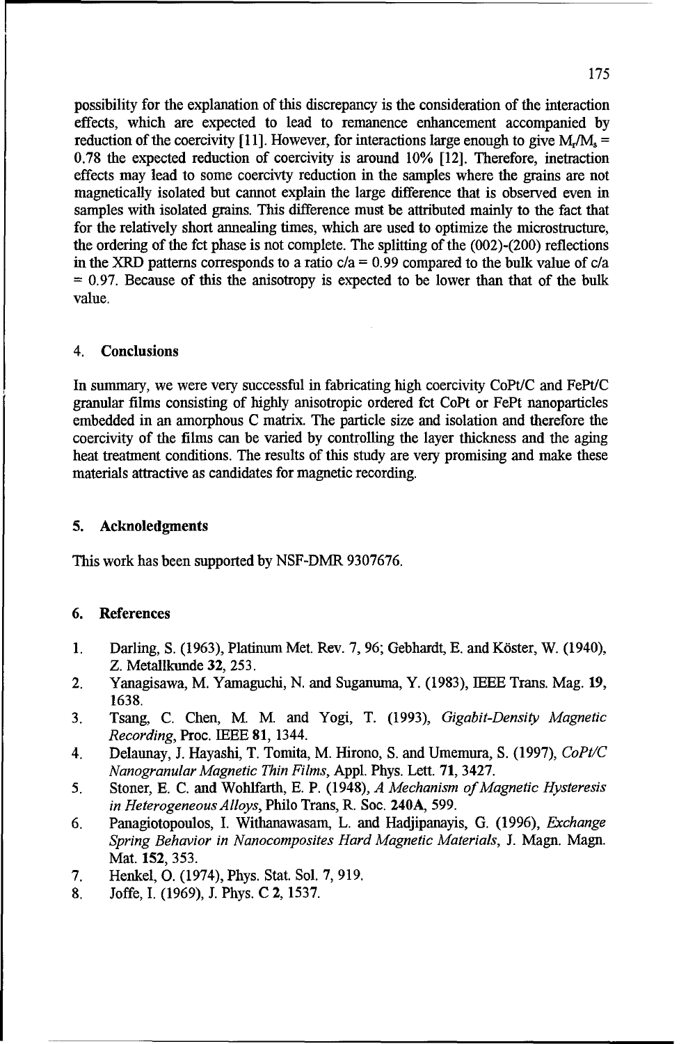possibility for the explanation of this discrepancy is the consideration of the interaction effects, which are expected to lead to remanence enhancement accompanied by reduction of the coercivity [11]. However, for interactions large enough to give $M_r/M_s = 0.78$ the expected reduction of coercivity is around 10% [12]. Therefore, inetraction effects may lead to some coercivty reduction in the samples where the grains are not magnetically isolated but cannot explain the large difference that is observed even in samples with isolated grains. This difference must be attributed mainly to the fact that for the relatively short annealing times, which are used to optimize the microstructure, the ordering of the fct phase is not complete. The splitting of the (002)-(200) reflections in the XRD patterns corresponds to a ratio $c/a = 0.99$ compared to the bulk value of $c/a = 0.97$. Because of this the anisotropy is expected to be lower than that of the bulk value.

## 4. Conclusions

In summary, we were very successful in fabricating high coercivity CoPt/C and FePt/C granular films consisting of highly anisotropic ordered fct CoPt or FePt nanoparticles embedded in an amorphous C matrix. The particle size and isolation and therefore the coercivity of the films can be varied by controlling the layer thickness and the aging heat treatment conditions. The results of this study are very promising and make these materials attractive as candidates for magnetic recording.

## 5. Acknoledgments

This work has been supported by NSF-DMR 9307676.

## 6. References

1. Darling, S. (1963), Platinum Met. Rev. 7, 96; Gebhardt, E. and Köster, W. (1940), Z. Metallkunde **32**, 253.
2. Yanagisawa, M. Yamaguchi, N. and Suganuma, Y. (1983), IEEE Trans. Mag. **19**, 1638.
3. Tsang, C. Chen, M. M. and Yogi, T. (1993), *Gigabit-Density Magnetic Recording*, Proc. IEEE **81**, 1344.
4. Delaunay, J. Hayashi, T. Tomita, M. Hirono, S. and Umemura, S. (1997), *CoPt/C Nanogranular Magnetic Thin Films*, Appl. Phys. Lett. **71**, 3427.
5. Stoner, E. C. and Wohlfarth, E. P. (1948), *A Mechanism of Magnetic Hysteresis in Heterogeneous Alloys*, Philo Trans, R. Soc. **240A**, 599.
6. Panagiotopoulos, I. Withanawasam, L. and Hadjipanayis, G. (1996), *Exchange Spring Behavior in Nanocomposites Hard Magnetic Materials*, J. Magn. Magn. Mat. **152**, 353.
7. Henkel, O. (1974), Phys. Stat. Sol. 7, 919.
8. Joffe, I. (1969), J. Phys. **C 2**, 1537.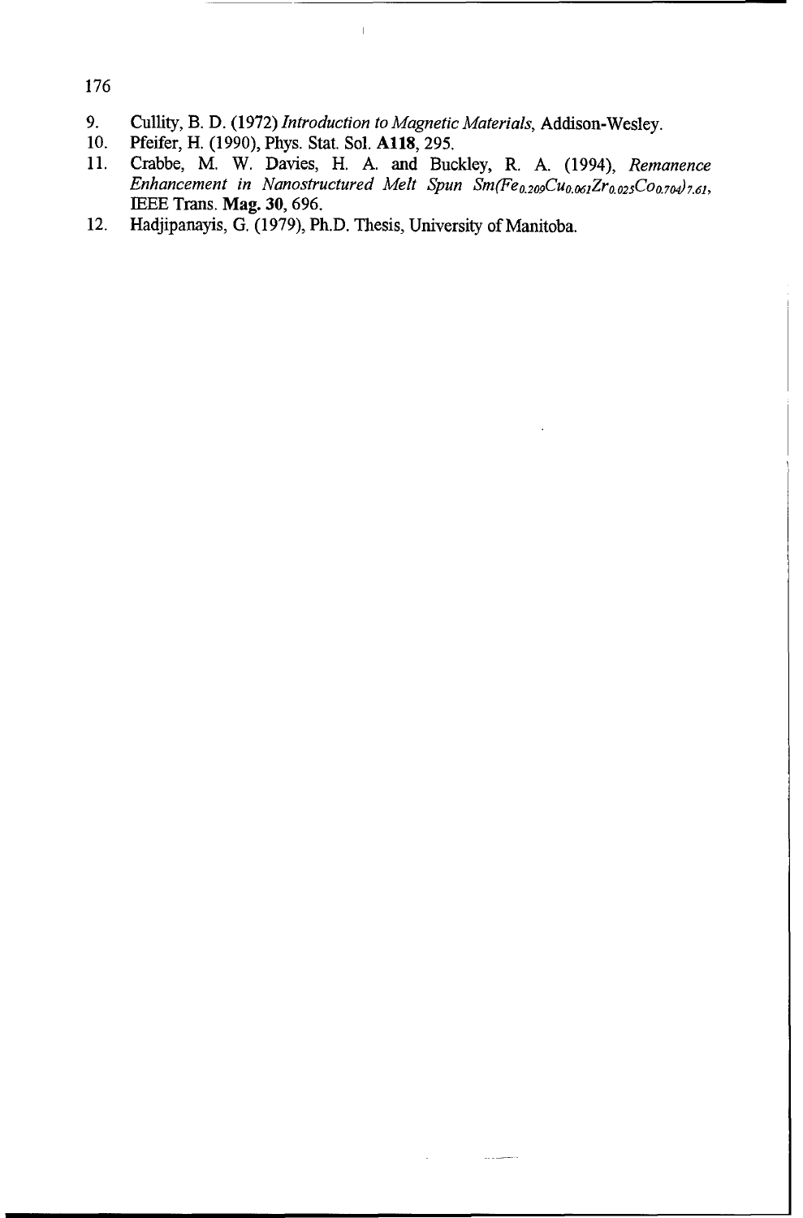9. Cullity, B. D. (1972) *Introduction to Magnetic Materials*, Addison-Wesley.
10. Pfeifer, H. (1990), Phys. Stat. Sol. **A118**, 295.
11. Crabbe, M. W. Davies, H. A. and Buckley, R. A. (1994), *Remanence Enhancement in Nanostructured Melt Spun $Sm(Fe_{0.209}Cu_{0.061}Zr_{0.025}Co_{0.704})_{7.61}$*, IEEE Trans. **Mag. 30**, 696.
12. Hadjipanayis, G. (1979), Ph.D. Thesis, University of Manitoba.